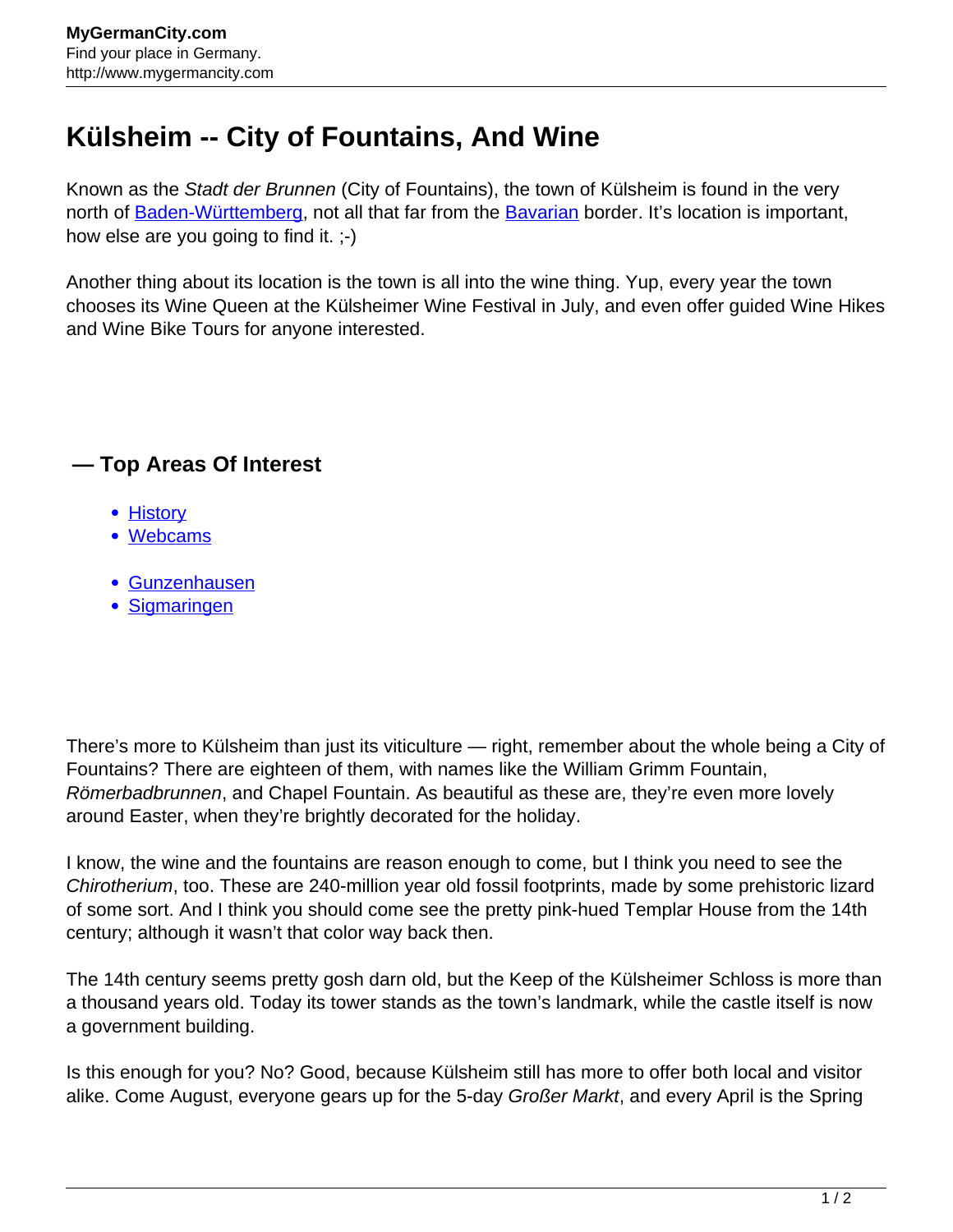# Külsheim -- City of Fountains, And Wine

Known as the *Stadt der Brunnen* (City of Fountains), the town of Külsheim is found in the very north of [Baden-Württemberg](), not all that far from the [Bavarian]() border. It's location is important, how else are you going to find it. ;-)

Another thing about its location is the town is all into the wine thing. Yup, every year the town chooses its Wine Queen at the Külsheimer Wine Festival in July, and even offer guided Wine Hikes and Wine Bike Tours for anyone interested.

## — Top Areas Of Interest

- [History]()
- [Webcams]()

- [Gunzenhausen]()
- [Sigmaringen]()

There's more to Külsheim than just its viticulture — right, remember about the whole being a City of Fountains? There are eighteen of them, with names like the William Grimm Fountain, *Römerbadbrunnen*, and Chapel Fountain. As beautiful as these are, they're even more lovely around Easter, when they're brightly decorated for the holiday.

I know, the wine and the fountains are reason enough to come, but I think you need to see the *Chirotherium*, too. These are 240-million year old fossil footprints, made by some prehistoric lizard of some sort. And I think you should come see the pretty pink-hued Templar House from the 14th century; although it wasn't that color way back then.

The 14th century seems pretty gosh darn old, but the Keep of the Külsheimer Schloss is more than a thousand years old. Today its tower stands as the town's landmark, while the castle itself is now a government building.

Is this enough for you? No? Good, because Külsheim still has more to offer both local and visitor alike. Come August, everyone gears up for the 5-day *Großer Markt*, and every April is the Spring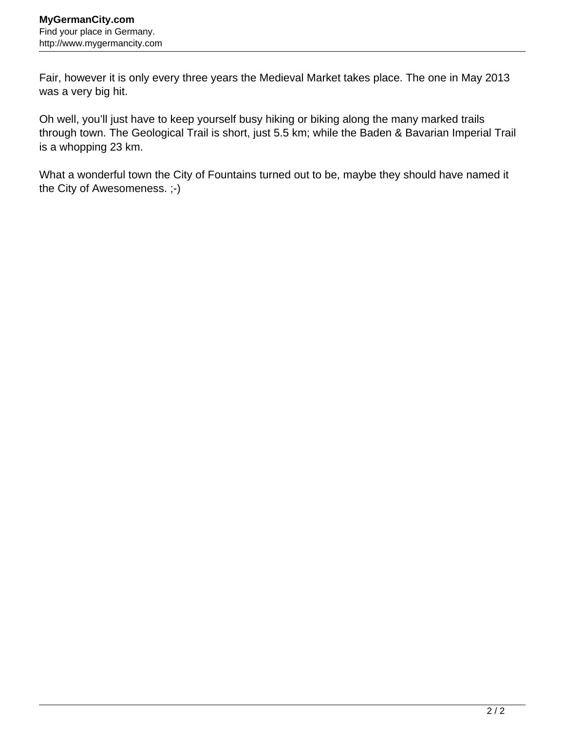Fair, however it is only every three years the Medieval Market takes place. The one in May 2013 was a very big hit.

Oh well, you’ll just have to keep yourself busy hiking or biking along the many marked trails through town. The Geological Trail is short, just 5.5 km; while the Baden & Bavarian Imperial Trail is a whopping 23 km.

What a wonderful town the City of Fountains turned out to be, maybe they should have named it the City of Awesomeness. ;-)